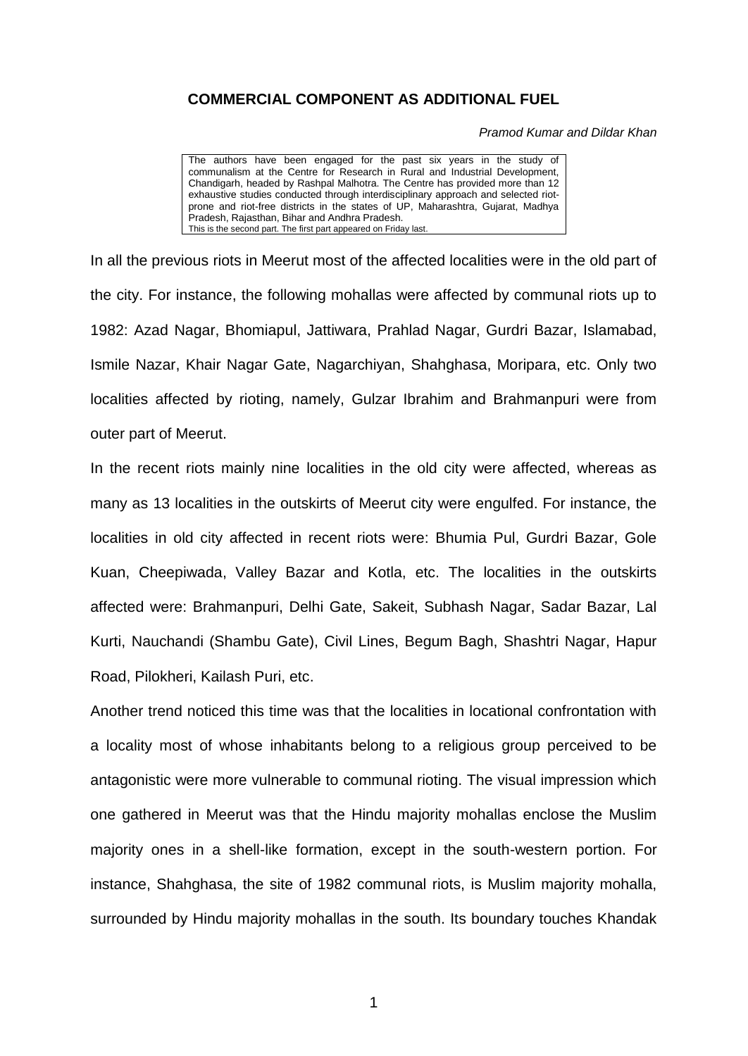## COMMERCIAL COMPONENT AS ADDITIONAL FUEL

*Pramod Kumar and Dildar Khan*

> The authors have been engaged for the past six years in the study of communalism at the Centre for Research in Rural and Industrial Development, Chandigarh, headed by Rashpal Malhotra. The Centre has provided more than 12 exhaustive studies conducted through interdisciplinary approach and selected riot-prone and riot-free districts in the states of UP, Maharashtra, Gujarat, Madhya Pradesh, Rajasthan, Bihar and Andhra Pradesh.
> This is the second part. The first part appeared on Friday last.

In all the previous riots in Meerut most of the affected localities were in the old part of the city. For instance, the following mohallas were affected by communal riots up to 1982: Azad Nagar, Bhomiapul, Jattiwara, Prahlad Nagar, Gurdri Bazar, Islamabad, Ismile Nazar, Khair Nagar Gate, Nagarchiyan, Shahghasa, Moripara, etc. Only two localities affected by rioting, namely, Gulzar Ibrahim and Brahmanpuri were from outer part of Meerut.

In the recent riots mainly nine localities in the old city were affected, whereas as many as 13 localities in the outskirts of Meerut city were engulfed. For instance, the localities in old city affected in recent riots were: Bhumia Pul, Gurdri Bazar, Gole Kuan, Cheepiwada, Valley Bazar and Kotla, etc. The localities in the outskirts affected were: Brahmanpuri, Delhi Gate, Sakeit, Subhash Nagar, Sadar Bazar, Lal Kurti, Nauchandi (Shambu Gate), Civil Lines, Begum Bagh, Shashtri Nagar, Hapur Road, Pilokheri, Kailash Puri, etc.

Another trend noticed this time was that the localities in locational confrontation with a locality most of whose inhabitants belong to a religious group perceived to be antagonistic were more vulnerable to communal rioting. The visual impression which one gathered in Meerut was that the Hindu majority mohallas enclose the Muslim majority ones in a shell-like formation, except in the south-western portion. For instance, Shahghasa, the site of 1982 communal riots, is Muslim majority mohalla, surrounded by Hindu majority mohallas in the south. Its boundary touches Khandak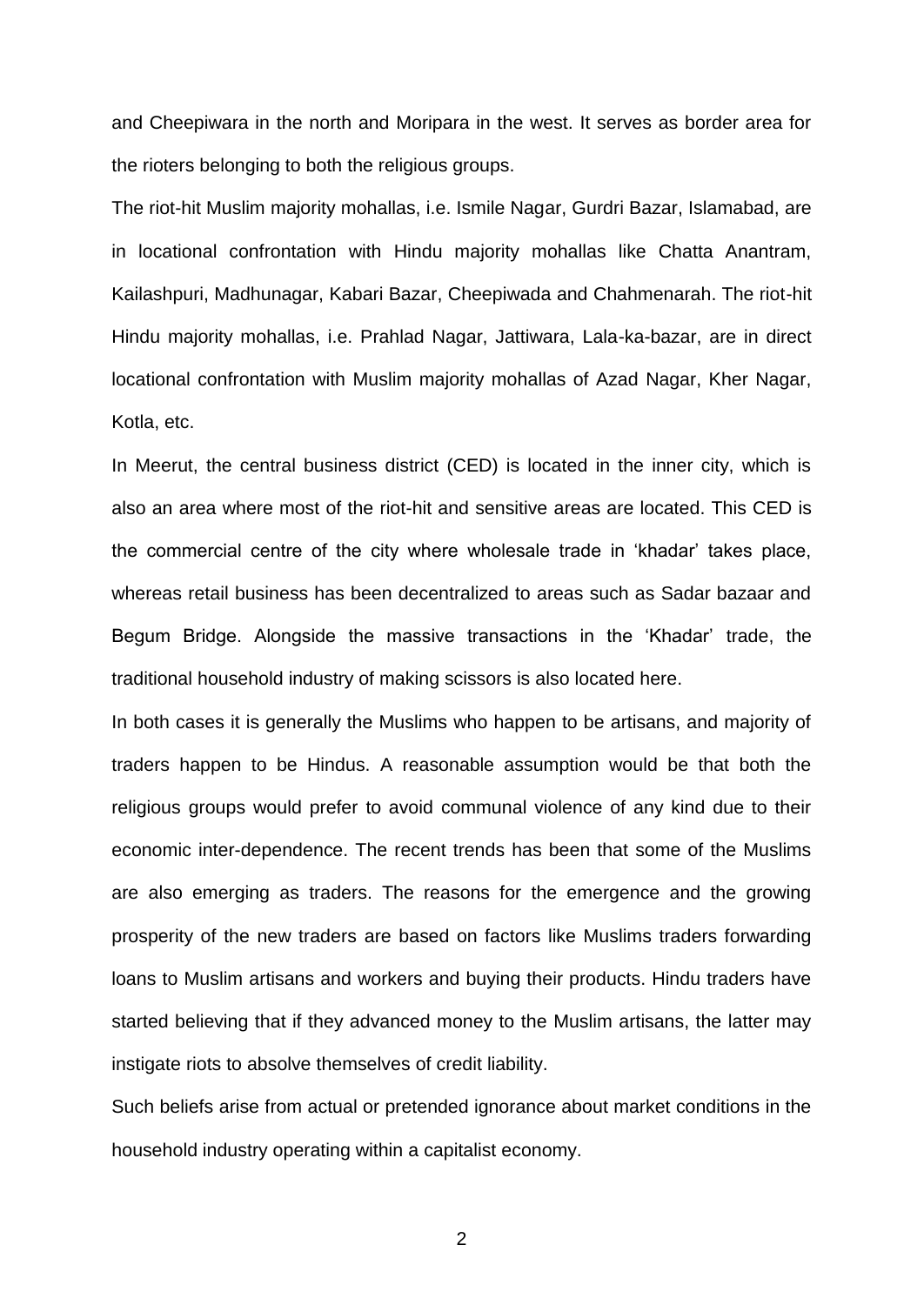and Cheepiwara in the north and Moripara in the west. It serves as border area for the rioters belonging to both the religious groups.

The riot-hit Muslim majority mohallas, i.e. Ismile Nagar, Gurdri Bazar, Islamabad, are in locational confrontation with Hindu majority mohallas like Chatta Anantram, Kailashpuri, Madhunagar, Kabari Bazar, Cheepiwada and Chahmenarah. The riot-hit Hindu majority mohallas, i.e. Prahlad Nagar, Jattiwara, Lala-ka-bazar, are in direct locational confrontation with Muslim majority mohallas of Azad Nagar, Kher Nagar, Kotla, etc.

In Meerut, the central business district (CED) is located in the inner city, which is also an area where most of the riot-hit and sensitive areas are located. This CED is the commercial centre of the city where wholesale trade in 'khadar' takes place, whereas retail business has been decentralized to areas such as Sadar bazaar and Begum Bridge. Alongside the massive transactions in the 'Khadar' trade, the traditional household industry of making scissors is also located here.

In both cases it is generally the Muslims who happen to be artisans, and majority of traders happen to be Hindus. A reasonable assumption would be that both the religious groups would prefer to avoid communal violence of any kind due to their economic inter-dependence. The recent trends has been that some of the Muslims are also emerging as traders. The reasons for the emergence and the growing prosperity of the new traders are based on factors like Muslims traders forwarding loans to Muslim artisans and workers and buying their products. Hindu traders have started believing that if they advanced money to the Muslim artisans, the latter may instigate riots to absolve themselves of credit liability.

Such beliefs arise from actual or pretended ignorance about market conditions in the household industry operating within a capitalist economy.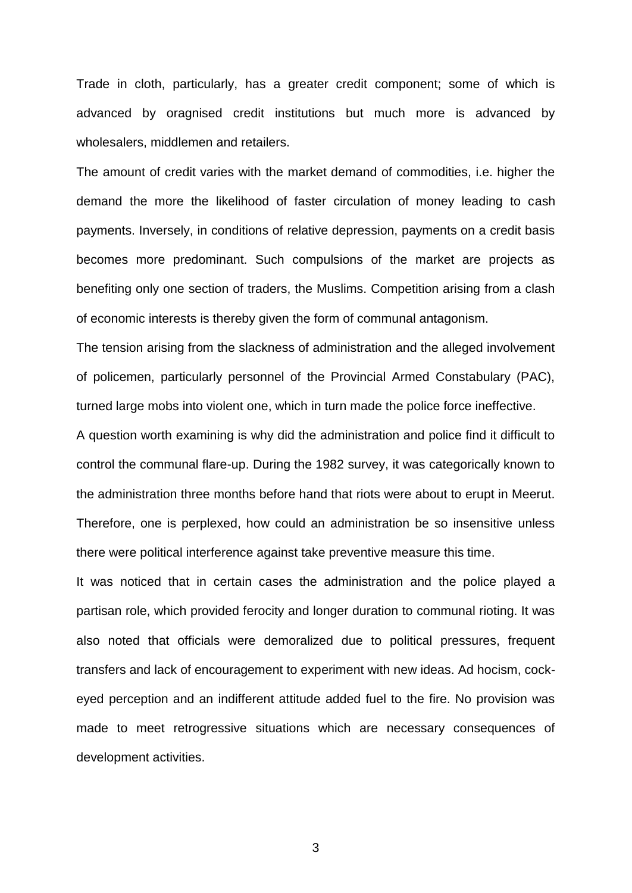Trade in cloth, particularly, has a greater credit component; some of which is advanced by oragnised credit institutions but much more is advanced by wholesalers, middlemen and retailers.

The amount of credit varies with the market demand of commodities, i.e. higher the demand the more the likelihood of faster circulation of money leading to cash payments. Inversely, in conditions of relative depression, payments on a credit basis becomes more predominant. Such compulsions of the market are projects as benefiting only one section of traders, the Muslims. Competition arising from a clash of economic interests is thereby given the form of communal antagonism.

The tension arising from the slackness of administration and the alleged involvement of policemen, particularly personnel of the Provincial Armed Constabulary (PAC), turned large mobs into violent one, which in turn made the police force ineffective.

A question worth examining is why did the administration and police find it difficult to control the communal flare-up. During the 1982 survey, it was categorically known to the administration three months before hand that riots were about to erupt in Meerut. Therefore, one is perplexed, how could an administration be so insensitive unless there were political interference against take preventive measure this time.

It was noticed that in certain cases the administration and the police played a partisan role, which provided ferocity and longer duration to communal rioting. It was also noted that officials were demoralized due to political pressures, frequent transfers and lack of encouragement to experiment with new ideas. Ad hocism, cock-eyed perception and an indifferent attitude added fuel to the fire. No provision was made to meet retrogressive situations which are necessary consequences of development activities.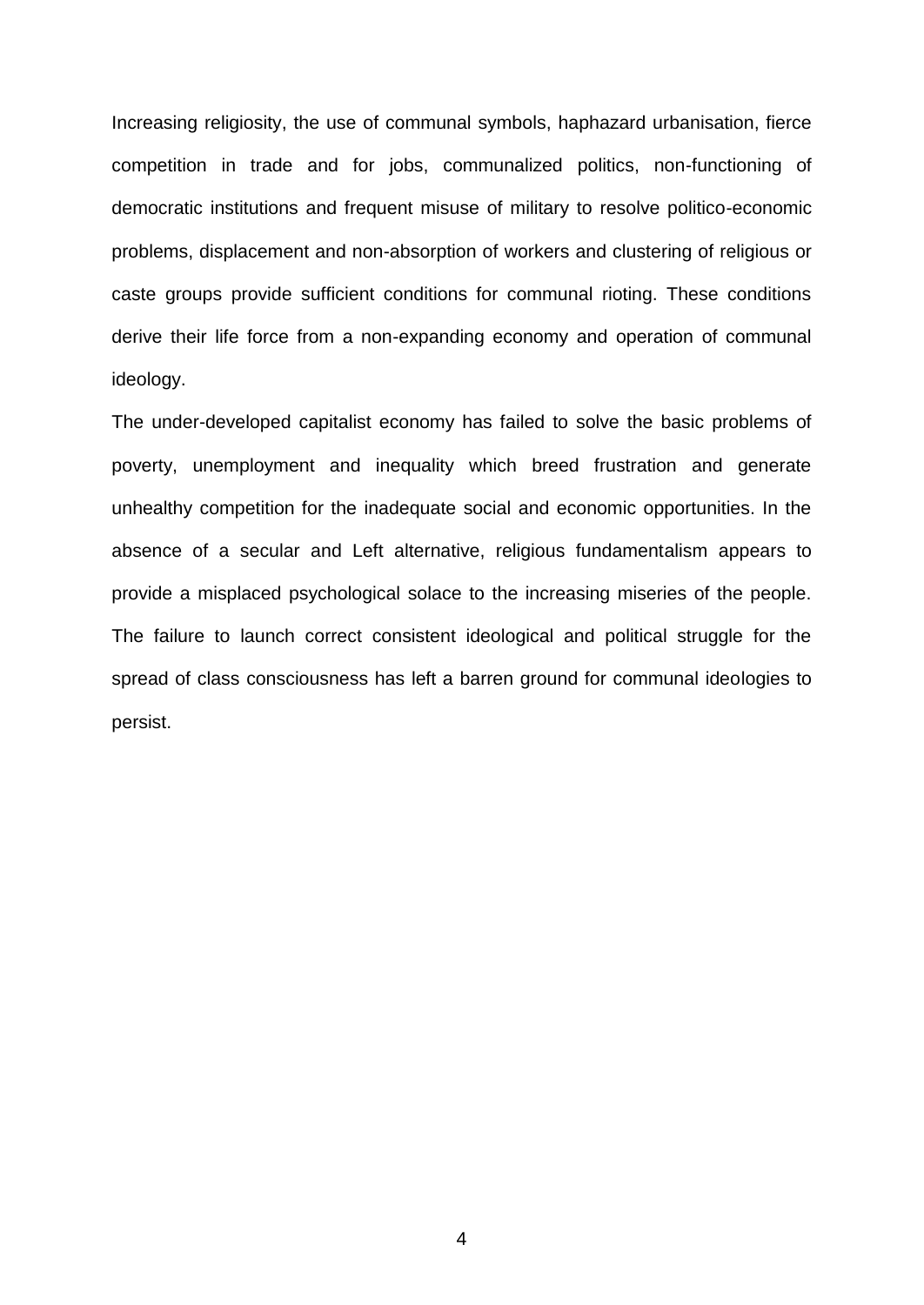Increasing religiosity, the use of communal symbols, haphazard urbanisation, fierce competition in trade and for jobs, communalized politics, non-functioning of democratic institutions and frequent misuse of military to resolve politico-economic problems, displacement and non-absorption of workers and clustering of religious or caste groups provide sufficient conditions for communal rioting. These conditions derive their life force from a non-expanding economy and operation of communal ideology.

The under-developed capitalist economy has failed to solve the basic problems of poverty, unemployment and inequality which breed frustration and generate unhealthy competition for the inadequate social and economic opportunities. In the absence of a secular and Left alternative, religious fundamentalism appears to provide a misplaced psychological solace to the increasing miseries of the people. The failure to launch correct consistent ideological and political struggle for the spread of class consciousness has left a barren ground for communal ideologies to persist.